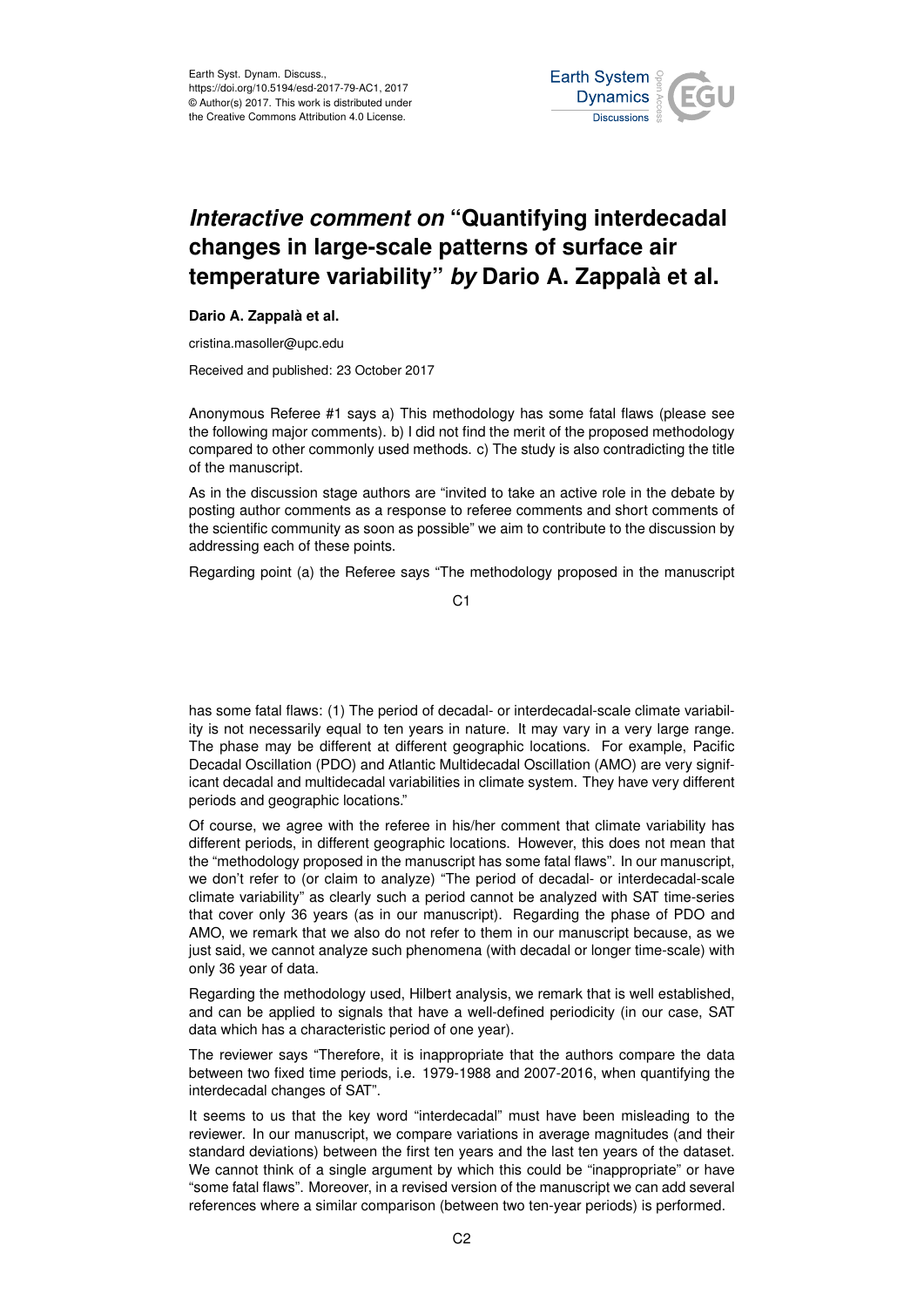Earth Syst. Dynam. Discuss.,
https://doi.org/10.5194/esd-2017-79-AC1, 2017
© Author(s) 2017. This work is distributed under
the Creative Commons Attribution 4.0 License.

# *Interactive comment on* "Quantifying interdecadal changes in large-scale patterns of surface air temperature variability" *by* Dario A. Zappalà et al.

**Dario A. Zappalà et al.**

cristina.masoller@upc.edu

Received and published: 23 October 2017

Anonymous Referee #1 says a) This methodology has some fatal flaws (please see the following major comments). b) I did not find the merit of the proposed methodology compared to other commonly used methods. c) The study is also contradicting the title of the manuscript.

As in the discussion stage authors are "invited to take an active role in the debate by posting author comments as a response to referee comments and short comments of the scientific community as soon as possible" we aim to contribute to the discussion by addressing each of these points.

Regarding point (a) the Referee says "The methodology proposed in the manuscript has some fatal flaws: (1) The period of decadal- or interdecadal-scale climate variability is not necessarily equal to ten years in nature. It may vary in a very large range. The phase may be different at different geographic locations. For example, Pacific Decadal Oscillation (PDO) and Atlantic Multidecadal Oscillation (AMO) are very significant decadal and multidecadal variabilities in climate system. They have very different periods and geographic locations."

Of course, we agree with the referee in his/her comment that climate variability has different periods, in different geographic locations. However, this does not mean that the "methodology proposed in the manuscript has some fatal flaws". In our manuscript, we don't refer to (or claim to analyze) "The period of decadal- or interdecadal-scale climate variability" as clearly such a period cannot be analyzed with SAT time-series that cover only 36 years (as in our manuscript). Regarding the phase of PDO and AMO, we remark that we also do not refer to them in our manuscript because, as we just said, we cannot analyze such phenomena (with decadal or longer time-scale) with only 36 year of data.

Regarding the methodology used, Hilbert analysis, we remark that is well established, and can be applied to signals that have a well-defined periodicity (in our case, SAT data which has a characteristic period of one year).

The reviewer says "Therefore, it is inappropriate that the authors compare the data between two fixed time periods, i.e. 1979-1988 and 2007-2016, when quantifying the interdecadal changes of SAT".

It seems to us that the key word "interdecadal" must have been misleading to the reviewer. In our manuscript, we compare variations in average magnitudes (and their standard deviations) between the first ten years and the last ten years of the dataset. We cannot think of a single argument by which this could be "inappropriate" or have "some fatal flaws". Moreover, in a revised version of the manuscript we can add several references where a similar comparison (between two ten-year periods) is performed.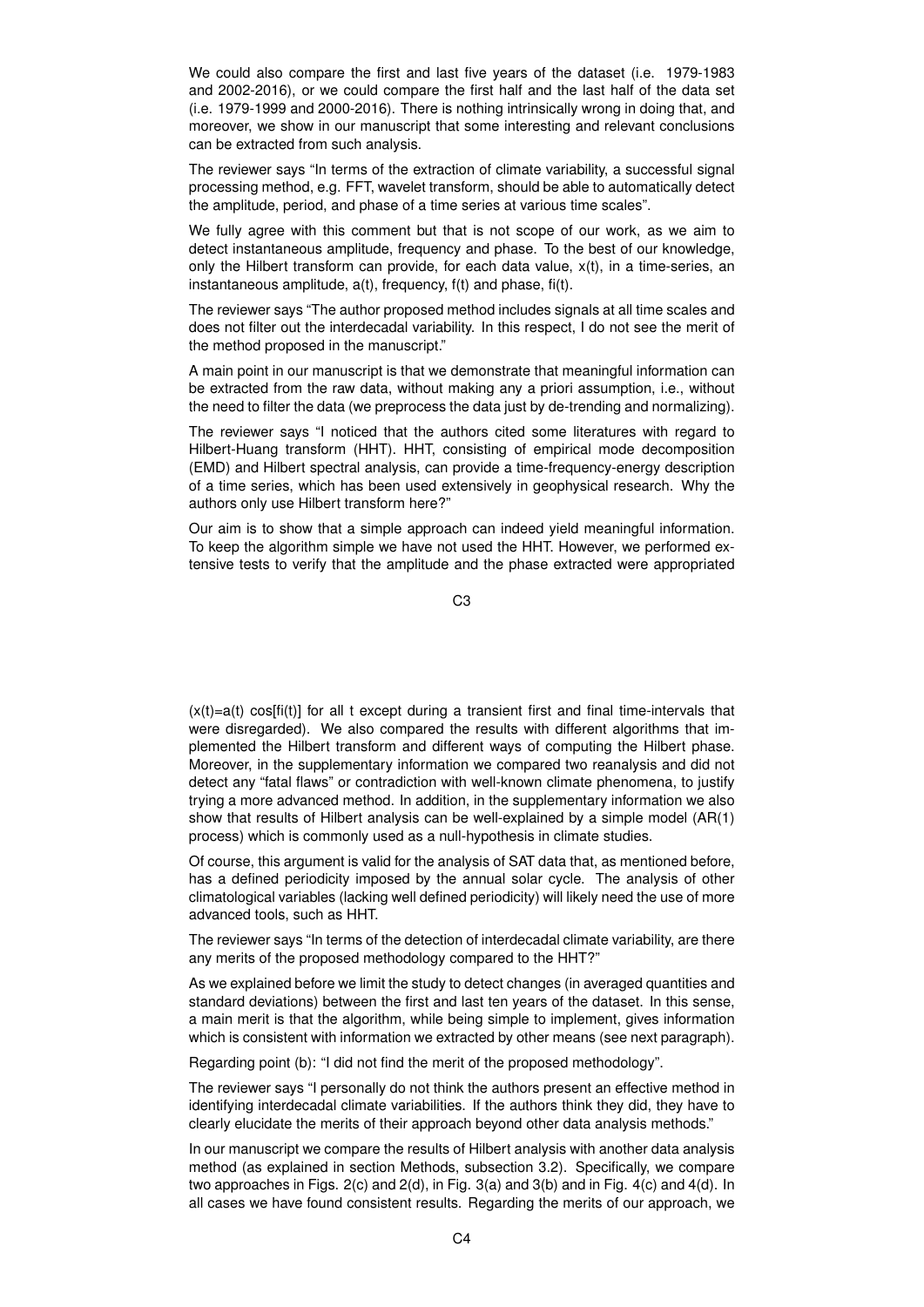We could also compare the first and last five years of the dataset (i.e. 1979-1983 and 2002-2016), or we could compare the first half and the last half of the data set (i.e. 1979-1999 and 2000-2016). There is nothing intrinsically wrong in doing that, and moreover, we show in our manuscript that some interesting and relevant conclusions can be extracted from such analysis.

The reviewer says "In terms of the extraction of climate variability, a successful signal processing method, e.g. FFT, wavelet transform, should be able to automatically detect the amplitude, period, and phase of a time series at various time scales".

We fully agree with this comment but that is not scope of our work, as we aim to detect instantaneous amplitude, frequency and phase. To the best of our knowledge, only the Hilbert transform can provide, for each data value, $x(t)$, in a time-series, an instantaneous amplitude, $a(t)$, frequency, $f(t)$ and phase, $fi(t)$.

The reviewer says "The author proposed method includes signals at all time scales and does not filter out the interdecadal variability. In this respect, I do not see the merit of the method proposed in the manuscript."

A main point in our manuscript is that we demonstrate that meaningful information can be extracted from the raw data, without making any a priori assumption, i.e., without the need to filter the data (we preprocess the data just by de-trending and normalizing).

The reviewer says "I noticed that the authors cited some literatures with regard to Hilbert-Huang transform (HHT). HHT, consisting of empirical mode decomposition (EMD) and Hilbert spectral analysis, can provide a time-frequency-energy description of a time series, which has been used extensively in geophysical research. Why the authors only use Hilbert transform here?"

Our aim is to show that a simple approach can indeed yield meaningful information. To keep the algorithm simple we have not used the HHT. However, we performed extensive tests to verify that the amplitude and the phase extracted were appropriated ($x(t)=a(t) \cos[fi(t)]$ for all t except during a transient first and final time-intervals that were disregarded). We also compared the results with different algorithms that implemented the Hilbert transform and different ways of computing the Hilbert phase. Moreover, in the supplementary information we compared two reanalysis and did not detect any "fatal flaws" or contradiction with well-known climate phenomena, to justify trying a more advanced method. In addition, in the supplementary information we also show that results of Hilbert analysis can be well-explained by a simple model (AR(1) process) which is commonly used as a null-hypothesis in climate studies.

Of course, this argument is valid for the analysis of SAT data that, as mentioned before, has a defined periodicity imposed by the annual solar cycle. The analysis of other climatological variables (lacking well defined periodicity) will likely need the use of more advanced tools, such as HHT.

The reviewer says "In terms of the detection of interdecadal climate variability, are there any merits of the proposed methodology compared to the HHT?"

As we explained before we limit the study to detect changes (in averaged quantities and standard deviations) between the first and last ten years of the dataset. In this sense, a main merit is that the algorithm, while being simple to implement, gives information which is consistent with information we extracted by other means (see next paragraph).

Regarding point (b): "I did not find the merit of the proposed methodology".

The reviewer says "I personally do not think the authors present an effective method in identifying interdecadal climate variabilities. If the authors think they did, they have to clearly elucidate the merits of their approach beyond other data analysis methods."

In our manuscript we compare the results of Hilbert analysis with another data analysis method (as explained in section Methods, subsection 3.2). Specifically, we compare two approaches in Figs. 2(c) and 2(d), in Fig. 3(a) and 3(b) and in Fig. 4(c) and 4(d). In all cases we have found consistent results. Regarding the merits of our approach, we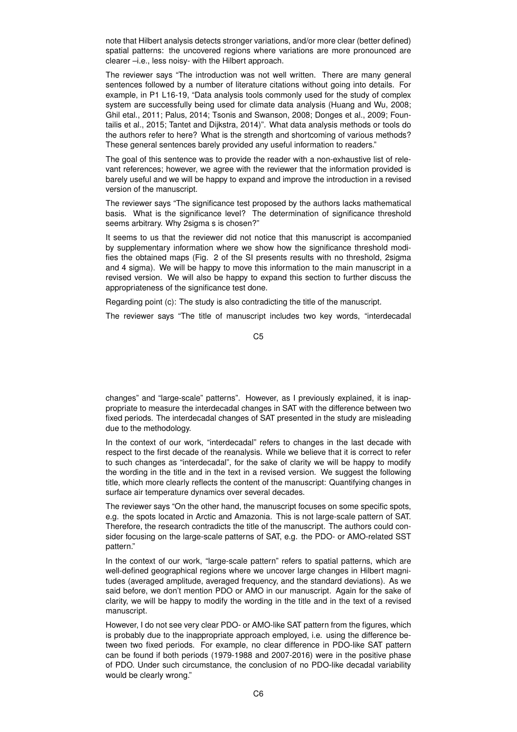note that Hilbert analysis detects stronger variations, and/or more clear (better defined) spatial patterns: the uncovered regions where variations are more pronounced are clearer –i.e., less noisy- with the Hilbert approach.

The reviewer says "The introduction was not well written. There are many general sentences followed by a number of literature citations without going into details. For example, in P1 L16-19, "Data analysis tools commonly used for the study of complex system are successfully being used for climate data analysis (Huang and Wu, 2008; Ghil etal., 2011; Palus, 2014; Tsonis and Swanson, 2008; Donges et al., 2009; Fountailis et al., 2015; Tantet and Dijkstra, 2014)". What data analysis methods or tools do the authors refer to here? What is the strength and shortcoming of various methods? These general sentences barely provided any useful information to readers."

The goal of this sentence was to provide the reader with a non-exhaustive list of relevant references; however, we agree with the reviewer that the information provided is barely useful and we will be happy to expand and improve the introduction in a revised version of the manuscript.

The reviewer says "The significance test proposed by the authors lacks mathematical basis. What is the significance level? The determination of significance threshold seems arbitrary. Why 2sigma s is chosen?"

It seems to us that the reviewer did not notice that this manuscript is accompanied by supplementary information where we show how the significance threshold modifies the obtained maps (Fig. 2 of the SI presents results with no threshold, 2sigma and 4 sigma). We will be happy to move this information to the main manuscript in a revised version. We will also be happy to expand this section to further discuss the appropriateness of the significance test done.

Regarding point (c): The study is also contradicting the title of the manuscript.

The reviewer says "The title of manuscript includes two key words, "interdecadal changes" and "large-scale" patterns". However, as I previously explained, it is inappropriate to measure the interdecadal changes in SAT with the difference between two fixed periods. The interdecadal changes of SAT presented in the study are misleading due to the methodology.

In the context of our work, "interdecadal" refers to changes in the last decade with respect to the first decade of the reanalysis. While we believe that it is correct to refer to such changes as "interdecadal", for the sake of clarity we will be happy to modify the wording in the title and in the text in a revised version. We suggest the following title, which more clearly reflects the content of the manuscript: Quantifying changes in surface air temperature dynamics over several decades.

The reviewer says "On the other hand, the manuscript focuses on some specific spots, e.g. the spots located in Arctic and Amazonia. This is not large-scale pattern of SAT. Therefore, the research contradicts the title of the manuscript. The authors could consider focusing on the large-scale patterns of SAT, e.g. the PDO- or AMO-related SST pattern."

In the context of our work, "large-scale pattern" refers to spatial patterns, which are well-defined geographical regions where we uncover large changes in Hilbert magnitudes (averaged amplitude, averaged frequency, and the standard deviations). As we said before, we don't mention PDO or AMO in our manuscript. Again for the sake of clarity, we will be happy to modify the wording in the title and in the text of a revised manuscript.

However, I do not see very clear PDO- or AMO-like SAT pattern from the figures, which is probably due to the inappropriate approach employed, i.e. using the difference between two fixed periods. For example, no clear difference in PDO-like SAT pattern can be found if both periods (1979-1988 and 2007-2016) were in the positive phase of PDO. Under such circumstance, the conclusion of no PDO-like decadal variability would be clearly wrong."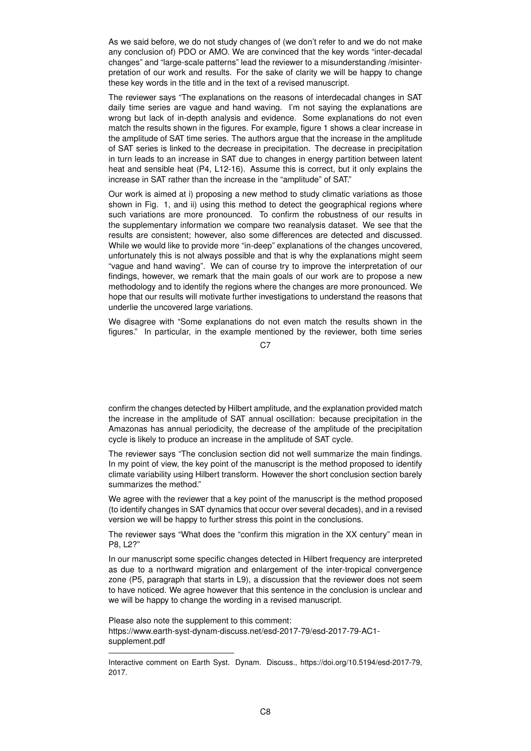As we said before, we do not study changes of (we don't refer to and we do not make any conclusion of) PDO or AMO. We are convinced that the key words "inter-decadal changes" and "large-scale patterns" lead the reviewer to a misunderstanding /misinterpretation of our work and results. For the sake of clarity we will be happy to change these key words in the title and in the text of a revised manuscript.

The reviewer says "The explanations on the reasons of interdecadal changes in SAT daily time series are vague and hand waving. I'm not saying the explanations are wrong but lack of in-depth analysis and evidence. Some explanations do not even match the results shown in the figures. For example, figure 1 shows a clear increase in the amplitude of SAT time series. The authors argue that the increase in the amplitude of SAT series is linked to the decrease in precipitation. The decrease in precipitation in turn leads to an increase in SAT due to changes in energy partition between latent heat and sensible heat (P4, L12-16). Assume this is correct, but it only explains the increase in SAT rather than the increase in the "amplitude" of SAT."

Our work is aimed at i) proposing a new method to study climatic variations as those shown in Fig. 1, and ii) using this method to detect the geographical regions where such variations are more pronounced. To confirm the robustness of our results in the supplementary information we compare two reanalysis dataset. We see that the results are consistent; however, also some differences are detected and discussed. While we would like to provide more "in-deep" explanations of the changes uncovered, unfortunately this is not always possible and that is why the explanations might seem "vague and hand waving". We can of course try to improve the interpretation of our findings, however, we remark that the main goals of our work are to propose a new methodology and to identify the regions where the changes are more pronounced. We hope that our results will motivate further investigations to understand the reasons that underlie the uncovered large variations.

We disagree with "Some explanations do not even match the results shown in the figures." In particular, in the example mentioned by the reviewer, both time series confirm the changes detected by Hilbert amplitude, and the explanation provided match the increase in the amplitude of SAT annual oscillation: because precipitation in the Amazonas has annual periodicity, the decrease of the amplitude of the precipitation cycle is likely to produce an increase in the amplitude of SAT cycle.

The reviewer says "The conclusion section did not well summarize the main findings. In my point of view, the key point of the manuscript is the method proposed to identify climate variability using Hilbert transform. However the short conclusion section barely summarizes the method."

We agree with the reviewer that a key point of the manuscript is the method proposed (to identify changes in SAT dynamics that occur over several decades), and in a revised version we will be happy to further stress this point in the conclusions.

The reviewer says "What does the "confirm this migration in the XX century" mean in P8, L2?"

In our manuscript some specific changes detected in Hilbert frequency are interpreted as due to a northward migration and enlargement of the inter-tropical convergence zone (P5, paragraph that starts in L9), a discussion that the reviewer does not seem to have noticed. We agree however that this sentence in the conclusion is unclear and we will be happy to change the wording in a revised manuscript.

Please also note the supplement to this comment:
https://www.earth-syst-dynam-discuss.net/esd-2017-79/esd-2017-79-AC1-supplement.pdf

Interactive comment on Earth Syst. Dynam. Discuss., https://doi.org/10.5194/esd-2017-79, 2017.